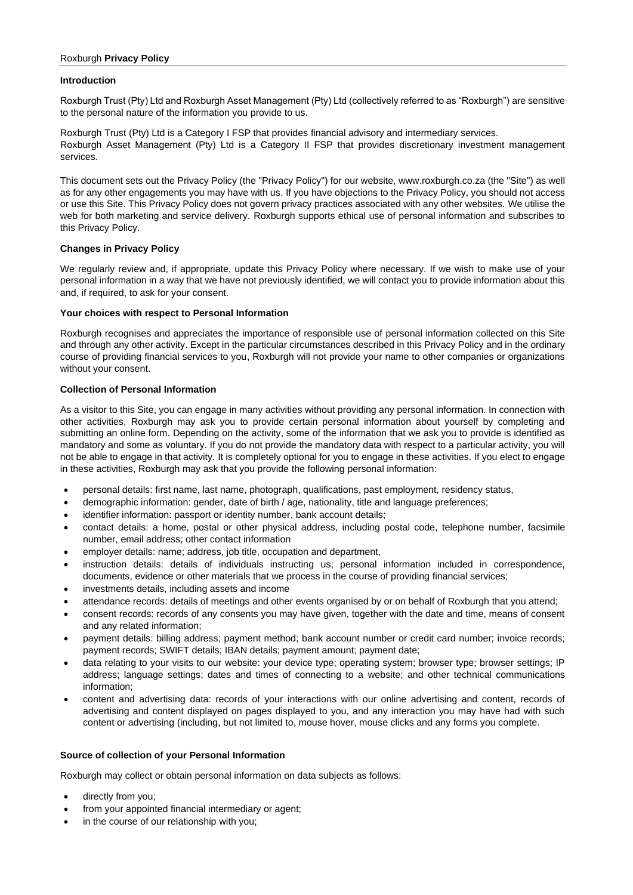Roxburgh **Privacy Policy**

**Introduction**

Roxburgh Trust (Pty) Ltd and Roxburgh Asset Management (Pty) Ltd (collectively referred to as "Roxburgh") are sensitive to the personal nature of the information you provide to us.

Roxburgh Trust (Pty) Ltd is a Category I FSP that provides financial advisory and intermediary services.
Roxburgh Asset Management (Pty) Ltd is a Category II FSP that provides discretionary investment management services.

This document sets out the Privacy Policy (the "Privacy Policy") for our website, www.roxburgh.co.za (the "Site") as well as for any other engagements you may have with us. If you have objections to the Privacy Policy, you should not access or use this Site. This Privacy Policy does not govern privacy practices associated with any other websites. We utilise the web for both marketing and service delivery. Roxburgh supports ethical use of personal information and subscribes to this Privacy Policy.

**Changes in Privacy Policy**

We regularly review and, if appropriate, update this Privacy Policy where necessary. If we wish to make use of your personal information in a way that we have not previously identified, we will contact you to provide information about this and, if required, to ask for your consent.

**Your choices with respect to Personal Information**

Roxburgh recognises and appreciates the importance of responsible use of personal information collected on this Site and through any other activity. Except in the particular circumstances described in this Privacy Policy and in the ordinary course of providing financial services to you, Roxburgh will not provide your name to other companies or organizations without your consent.

**Collection of Personal Information**

As a visitor to this Site, you can engage in many activities without providing any personal information. In connection with other activities, Roxburgh may ask you to provide certain personal information about yourself by completing and submitting an online form. Depending on the activity, some of the information that we ask you to provide is identified as mandatory and some as voluntary. If you do not provide the mandatory data with respect to a particular activity, you will not be able to engage in that activity. It is completely optional for you to engage in these activities. If you elect to engage in these activities, Roxburgh may ask that you provide the following personal information:

- personal details: first name, last name, photograph, qualifications, past employment, residency status,
- demographic information: gender, date of birth / age, nationality, title and language preferences;
- identifier information: passport or identity number, bank account details;
- contact details: a home, postal or other physical address, including postal code, telephone number, facsimile number, email address; other contact information
- employer details: name; address, job title, occupation and department,
- instruction details: details of individuals instructing us; personal information included in correspondence, documents, evidence or other materials that we process in the course of providing financial services;
- investments details, including assets and income
- attendance records: details of meetings and other events organised by or on behalf of Roxburgh that you attend;
- consent records: records of any consents you may have given, together with the date and time, means of consent and any related information;
- payment details: billing address; payment method; bank account number or credit card number; invoice records; payment records; SWIFT details; IBAN details; payment amount; payment date;
- data relating to your visits to our website: your device type; operating system; browser type; browser settings; IP address; language settings; dates and times of connecting to a website; and other technical communications information;
- content and advertising data: records of your interactions with our online advertising and content, records of advertising and content displayed on pages displayed to you, and any interaction you may have had with such content or advertising (including, but not limited to, mouse hover, mouse clicks and any forms you complete.

**Source of collection of your Personal Information**

Roxburgh may collect or obtain personal information on data subjects as follows:

- directly from you;
- from your appointed financial intermediary or agent;
- in the course of our relationship with you;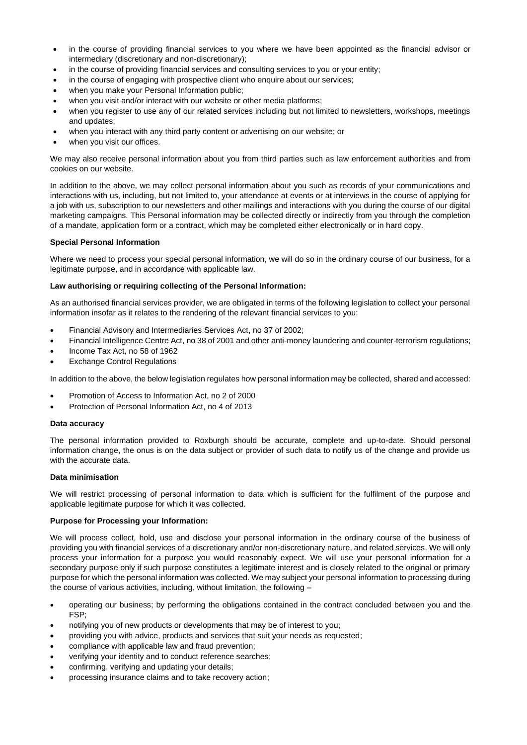- in the course of providing financial services to you where we have been appointed as the financial advisor or intermediary (discretionary and non-discretionary);
- in the course of providing financial services and consulting services to you or your entity;
- in the course of engaging with prospective client who enquire about our services;
- when you make your Personal Information public;
- when you visit and/or interact with our website or other media platforms;
- when you register to use any of our related services including but not limited to newsletters, workshops, meetings and updates;
- when you interact with any third party content or advertising on our website; or
- when you visit our offices.

We may also receive personal information about you from third parties such as law enforcement authorities and from cookies on our website.

In addition to the above, we may collect personal information about you such as records of your communications and interactions with us, including, but not limited to, your attendance at events or at interviews in the course of applying for a job with us, subscription to our newsletters and other mailings and interactions with you during the course of our digital marketing campaigns. This Personal information may be collected directly or indirectly from you through the completion of a mandate, application form or a contract, which may be completed either electronically or in hard copy.

**Special Personal Information**

Where we need to process your special personal information, we will do so in the ordinary course of our business, for a legitimate purpose, and in accordance with applicable law.

**Law authorising or requiring collecting of the Personal Information:**

As an authorised financial services provider, we are obligated in terms of the following legislation to collect your personal information insofar as it relates to the rendering of the relevant financial services to you:

- Financial Advisory and Intermediaries Services Act, no 37 of 2002;
- Financial Intelligence Centre Act, no 38 of 2001 and other anti-money laundering and counter-terrorism regulations;
- Income Tax Act, no 58 of 1962
- Exchange Control Regulations

In addition to the above, the below legislation regulates how personal information may be collected, shared and accessed:

- Promotion of Access to Information Act, no 2 of 2000
- Protection of Personal Information Act, no 4 of 2013

**Data accuracy**

The personal information provided to Roxburgh should be accurate, complete and up-to-date. Should personal information change, the onus is on the data subject or provider of such data to notify us of the change and provide us with the accurate data.

**Data minimisation**

We will restrict processing of personal information to data which is sufficient for the fulfilment of the purpose and applicable legitimate purpose for which it was collected.

**Purpose for Processing your Information:**

We will process collect, hold, use and disclose your personal information in the ordinary course of the business of providing you with financial services of a discretionary and/or non-discretionary nature, and related services. We will only process your information for a purpose you would reasonably expect. We will use your personal information for a secondary purpose only if such purpose constitutes a legitimate interest and is closely related to the original or primary purpose for which the personal information was collected. We may subject your personal information to processing during the course of various activities, including, without limitation, the following –

- operating our business; by performing the obligations contained in the contract concluded between you and the FSP;
- notifying you of new products or developments that may be of interest to you;
- providing you with advice, products and services that suit your needs as requested;
- compliance with applicable law and fraud prevention;
- verifying your identity and to conduct reference searches;
- confirming, verifying and updating your details;
- processing insurance claims and to take recovery action;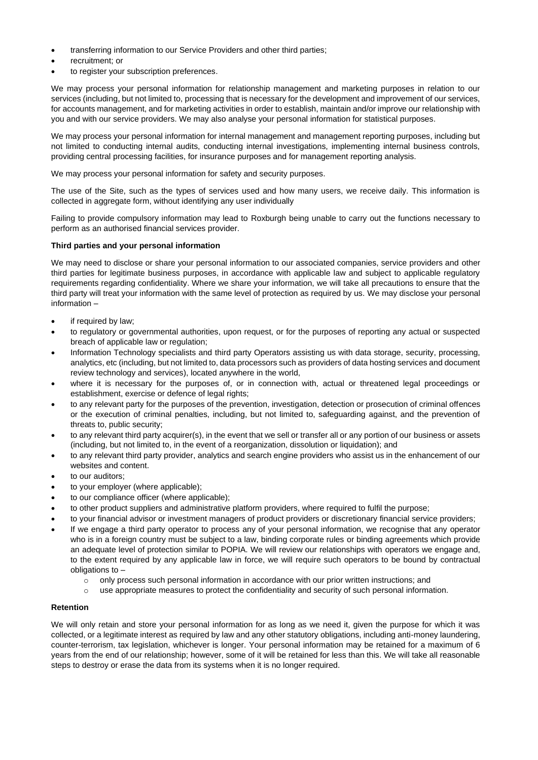- transferring information to our Service Providers and other third parties;
- recruitment; or
- to register your subscription preferences.

We may process your personal information for relationship management and marketing purposes in relation to our services (including, but not limited to, processing that is necessary for the development and improvement of our services, for accounts management, and for marketing activities in order to establish, maintain and/or improve our relationship with you and with our service providers. We may also analyse your personal information for statistical purposes.

We may process your personal information for internal management and management reporting purposes, including but not limited to conducting internal audits, conducting internal investigations, implementing internal business controls, providing central processing facilities, for insurance purposes and for management reporting analysis.

We may process your personal information for safety and security purposes.

The use of the Site, such as the types of services used and how many users, we receive daily. This information is collected in aggregate form, without identifying any user individually

Failing to provide compulsory information may lead to Roxburgh being unable to carry out the functions necessary to perform as an authorised financial services provider.

**Third parties and your personal information**

We may need to disclose or share your personal information to our associated companies, service providers and other third parties for legitimate business purposes, in accordance with applicable law and subject to applicable regulatory requirements regarding confidentiality. Where we share your information, we will take all precautions to ensure that the third party will treat your information with the same level of protection as required by us. We may disclose your personal information –

- if required by law;
- to regulatory or governmental authorities, upon request, or for the purposes of reporting any actual or suspected breach of applicable law or regulation;
- Information Technology specialists and third party Operators assisting us with data storage, security, processing, analytics, etc (including, but not limited to, data processors such as providers of data hosting services and document review technology and services), located anywhere in the world,
- where it is necessary for the purposes of, or in connection with, actual or threatened legal proceedings or establishment, exercise or defence of legal rights;
- to any relevant party for the purposes of the prevention, investigation, detection or prosecution of criminal offences or the execution of criminal penalties, including, but not limited to, safeguarding against, and the prevention of threats to, public security;
- to any relevant third party acquirer(s), in the event that we sell or transfer all or any portion of our business or assets (including, but not limited to, in the event of a reorganization, dissolution or liquidation); and
- to any relevant third party provider, analytics and search engine providers who assist us in the enhancement of our websites and content.
- to our auditors;
- to your employer (where applicable);
- to our compliance officer (where applicable);
- to other product suppliers and administrative platform providers, where required to fulfil the purpose;
- to your financial advisor or investment managers of product providers or discretionary financial service providers;
- If we engage a third party operator to process any of your personal information, we recognise that any operator who is in a foreign country must be subject to a law, binding corporate rules or binding agreements which provide an adequate level of protection similar to POPIA. We will review our relationships with operators we engage and, to the extent required by any applicable law in force, we will require such operators to be bound by contractual obligations to –
  - only process such personal information in accordance with our prior written instructions; and
  - use appropriate measures to protect the confidentiality and security of such personal information.

**Retention**

We will only retain and store your personal information for as long as we need it, given the purpose for which it was collected, or a legitimate interest as required by law and any other statutory obligations, including anti-money laundering, counter-terrorism, tax legislation, whichever is longer. Your personal information may be retained for a maximum of 6 years from the end of our relationship; however, some of it will be retained for less than this. We will take all reasonable steps to destroy or erase the data from its systems when it is no longer required.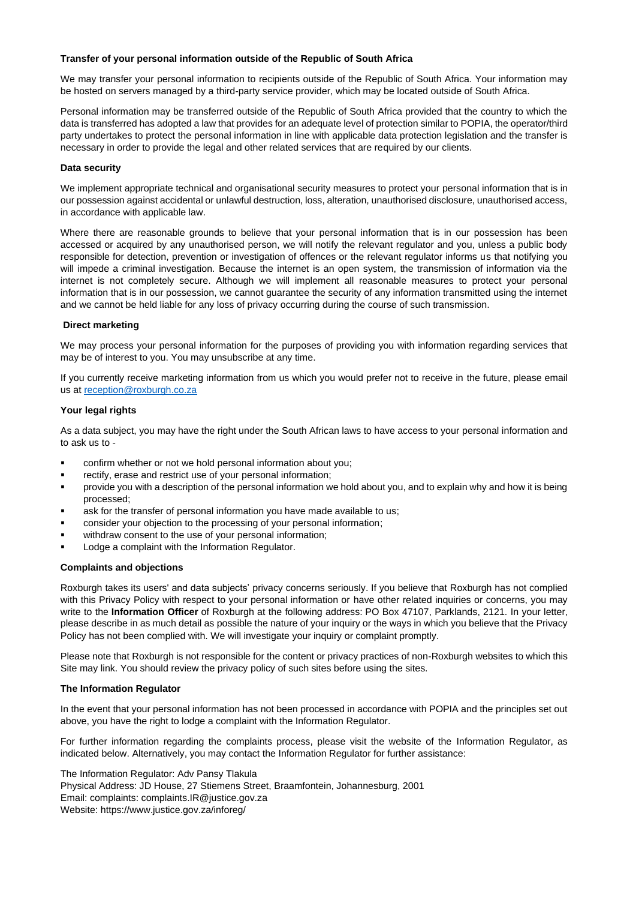**Transfer of your personal information outside of the Republic of South Africa**

We may transfer your personal information to recipients outside of the Republic of South Africa. Your information may be hosted on servers managed by a third-party service provider, which may be located outside of South Africa.

Personal information may be transferred outside of the Republic of South Africa provided that the country to which the data is transferred has adopted a law that provides for an adequate level of protection similar to POPIA, the operator/third party undertakes to protect the personal information in line with applicable data protection legislation and the transfer is necessary in order to provide the legal and other related services that are required by our clients.

**Data security**

We implement appropriate technical and organisational security measures to protect your personal information that is in our possession against accidental or unlawful destruction, loss, alteration, unauthorised disclosure, unauthorised access, in accordance with applicable law.

Where there are reasonable grounds to believe that your personal information that is in our possession has been accessed or acquired by any unauthorised person, we will notify the relevant regulator and you, unless a public body responsible for detection, prevention or investigation of offences or the relevant regulator informs us that notifying you will impede a criminal investigation. Because the internet is an open system, the transmission of information via the internet is not completely secure. Although we will implement all reasonable measures to protect your personal information that is in our possession, we cannot guarantee the security of any information transmitted using the internet and we cannot be held liable for any loss of privacy occurring during the course of such transmission.

**Direct marketing**

We may process your personal information for the purposes of providing you with information regarding services that may be of interest to you. You may unsubscribe at any time.

If you currently receive marketing information from us which you would prefer not to receive in the future, please email us at reception@roxburgh.co.za

**Your legal rights**

As a data subject, you may have the right under the South African laws to have access to your personal information and to ask us to -

- confirm whether or not we hold personal information about you;
- rectify, erase and restrict use of your personal information;
- provide you with a description of the personal information we hold about you, and to explain why and how it is being processed;
- ask for the transfer of personal information you have made available to us;
- consider your objection to the processing of your personal information;
- withdraw consent to the use of your personal information;
- Lodge a complaint with the Information Regulator.

**Complaints and objections**

Roxburgh takes its users' and data subjects' privacy concerns seriously. If you believe that Roxburgh has not complied with this Privacy Policy with respect to your personal information or have other related inquiries or concerns, you may write to the **Information Officer** of Roxburgh at the following address: PO Box 47107, Parklands, 2121. In your letter, please describe in as much detail as possible the nature of your inquiry or the ways in which you believe that the Privacy Policy has not been complied with. We will investigate your inquiry or complaint promptly.

Please note that Roxburgh is not responsible for the content or privacy practices of non-Roxburgh websites to which this Site may link. You should review the privacy policy of such sites before using the sites.

**The Information Regulator**

In the event that your personal information has not been processed in accordance with POPIA and the principles set out above, you have the right to lodge a complaint with the Information Regulator.

For further information regarding the complaints process, please visit the website of the Information Regulator, as indicated below. Alternatively, you may contact the Information Regulator for further assistance:

The Information Regulator: Adv Pansy Tlakula
Physical Address: JD House, 27 Stiemens Street, Braamfontein, Johannesburg, 2001
Email: complaints: complaints.IR@justice.gov.za
Website: https://www.justice.gov.za/inforeg/